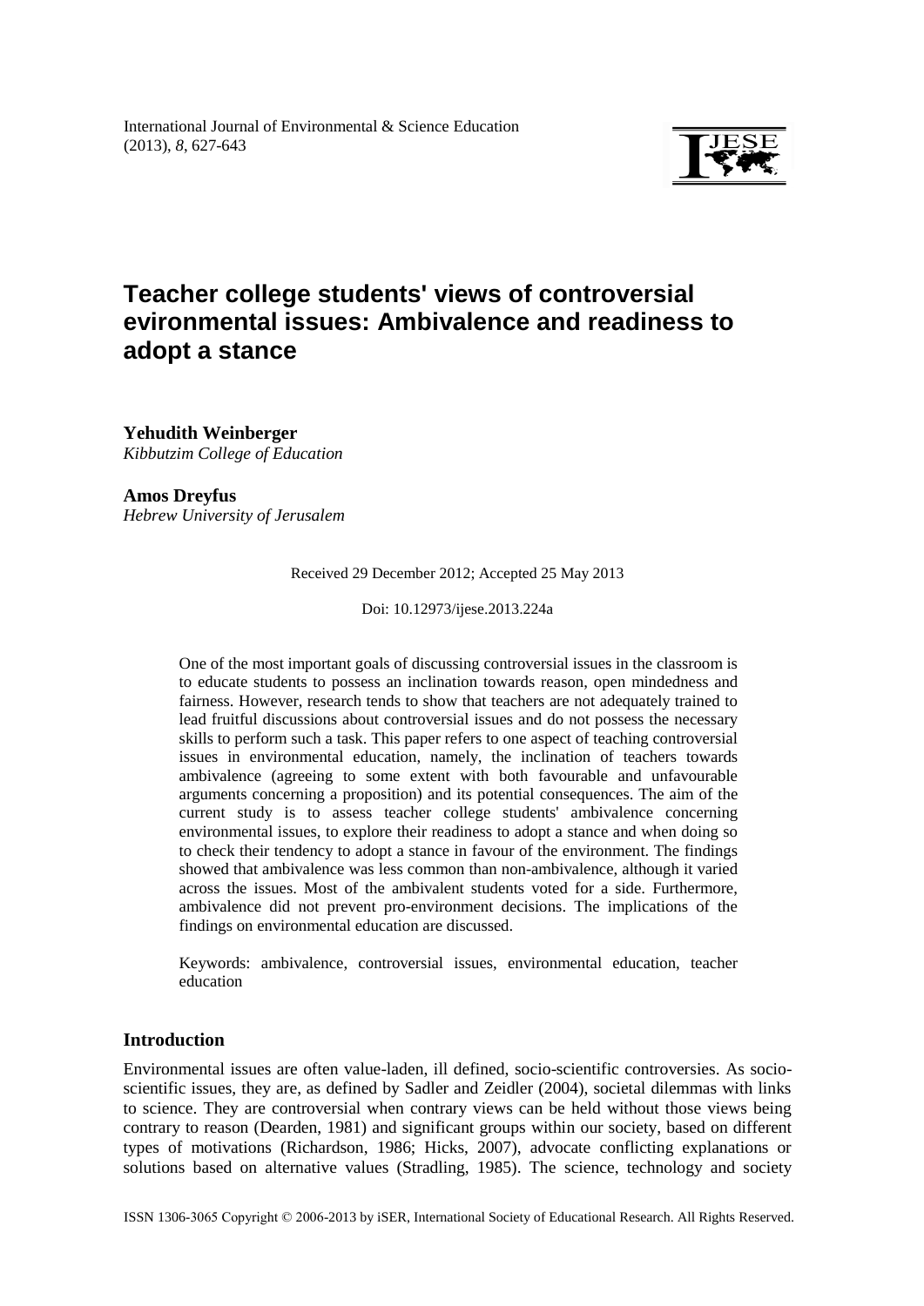# Teacher college students' views of controversial evironmental issues: Ambivalence and readiness to adopt a stance

**Yehudith Weinberger**
*Kibbutzim College of Education*

**Amos Dreyfus**
*Hebrew University of Jerusalem*

Received 29 December 2012; Accepted 25 May 2013

Doi: 10.12973/ijese.2013.224a

One of the most important goals of discussing controversial issues in the classroom is to educate students to possess an inclination towards reason, open mindedness and fairness. However, research tends to show that teachers are not adequately trained to lead fruitful discussions about controversial issues and do not possess the necessary skills to perform such a task. This paper refers to one aspect of teaching controversial issues in environmental education, namely, the inclination of teachers towards ambivalence (agreeing to some extent with both favourable and unfavourable arguments concerning a proposition) and its potential consequences. The aim of the current study is to assess teacher college students' ambivalence concerning environmental issues, to explore their readiness to adopt a stance and when doing so to check their tendency to adopt a stance in favour of the environment. The findings showed that ambivalence was less common than non-ambivalence, although it varied across the issues. Most of the ambivalent students voted for a side. Furthermore, ambivalence did not prevent pro-environment decisions. The implications of the findings on environmental education are discussed.

Keywords: ambivalence, controversial issues, environmental education, teacher education

## Introduction

Environmental issues are often value-laden, ill defined, socio-scientific controversies. As socio-scientific issues, they are, as defined by Sadler and Zeidler (2004), societal dilemmas with links to science. They are controversial when contrary views can be held without those views being contrary to reason (Dearden, 1981) and significant groups within our society, based on different types of motivations (Richardson, 1986; Hicks, 2007), advocate conflicting explanations or solutions based on alternative values (Stradling, 1985). The science, technology and society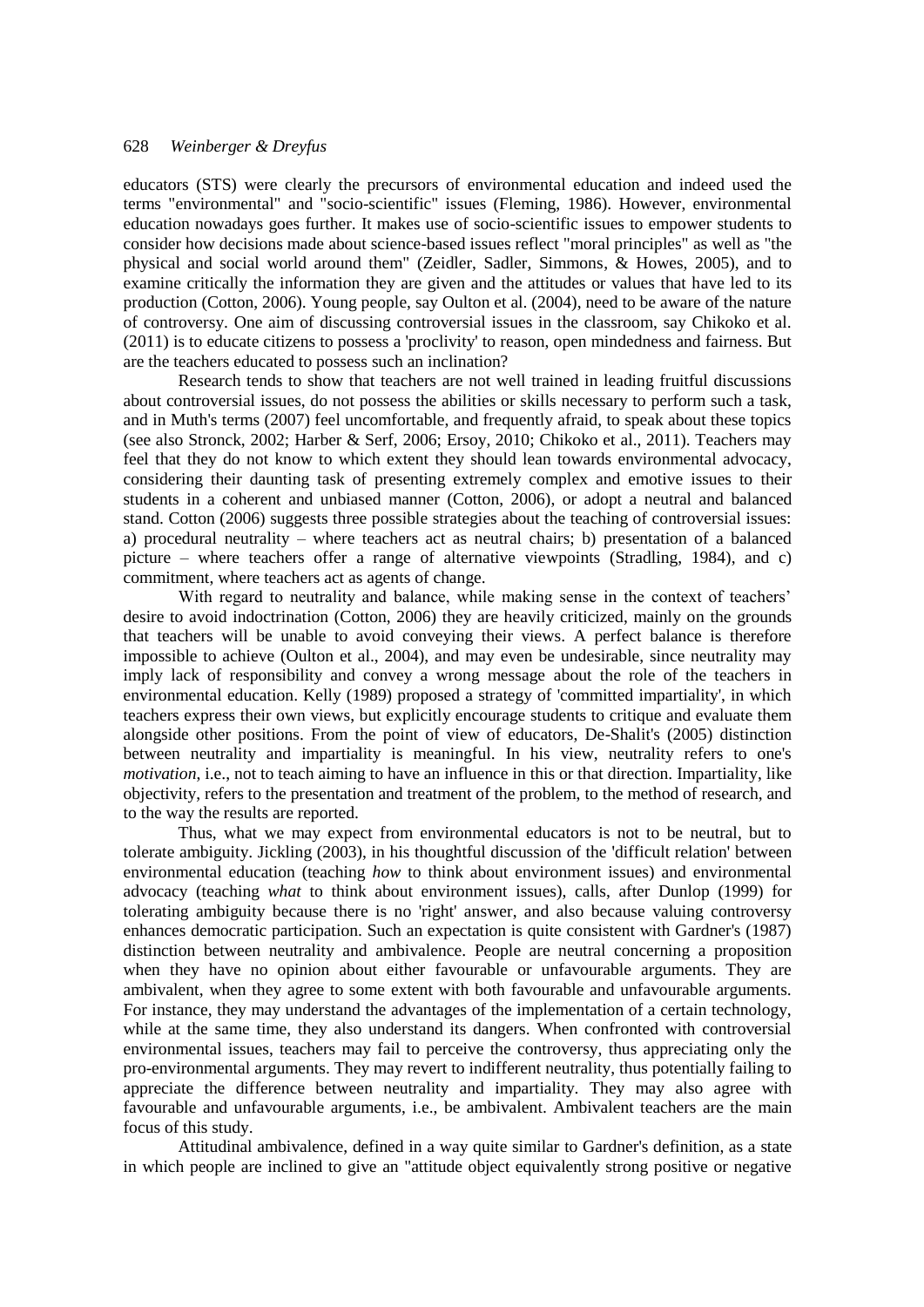educators (STS) were clearly the precursors of environmental education and indeed used the terms "environmental" and "socio-scientific" issues (Fleming, 1986). However, environmental education nowadays goes further. It makes use of socio-scientific issues to empower students to consider how decisions made about science-based issues reflect "moral principles" as well as "the physical and social world around them" (Zeidler, Sadler, Simmons, & Howes, 2005), and to examine critically the information they are given and the attitudes or values that have led to its production (Cotton, 2006). Young people, say Oulton et al. (2004), need to be aware of the nature of controversy. One aim of discussing controversial issues in the classroom, say Chikoko et al. (2011) is to educate citizens to possess a 'proclivity' to reason, open mindedness and fairness. But are the teachers educated to possess such an inclination?

Research tends to show that teachers are not well trained in leading fruitful discussions about controversial issues, do not possess the abilities or skills necessary to perform such a task, and in Muth's terms (2007) feel uncomfortable, and frequently afraid, to speak about these topics (see also Stronck, 2002; Harber & Serf, 2006; Ersoy, 2010; Chikoko et al., 2011). Teachers may feel that they do not know to which extent they should lean towards environmental advocacy, considering their daunting task of presenting extremely complex and emotive issues to their students in a coherent and unbiased manner (Cotton, 2006), or adopt a neutral and balanced stand. Cotton (2006) suggests three possible strategies about the teaching of controversial issues: a) procedural neutrality – where teachers act as neutral chairs; b) presentation of a balanced picture – where teachers offer a range of alternative viewpoints (Stradling, 1984), and c) commitment, where teachers act as agents of change.

With regard to neutrality and balance, while making sense in the context of teachers' desire to avoid indoctrination (Cotton, 2006) they are heavily criticized, mainly on the grounds that teachers will be unable to avoid conveying their views. A perfect balance is therefore impossible to achieve (Oulton et al., 2004), and may even be undesirable, since neutrality may imply lack of responsibility and convey a wrong message about the role of the teachers in environmental education. Kelly (1989) proposed a strategy of 'committed impartiality', in which teachers express their own views, but explicitly encourage students to critique and evaluate them alongside other positions. From the point of view of educators, De-Shalit's (2005) distinction between neutrality and impartiality is meaningful. In his view, neutrality refers to one's *motivation*, i.e., not to teach aiming to have an influence in this or that direction. Impartiality, like objectivity, refers to the presentation and treatment of the problem, to the method of research, and to the way the results are reported.

Thus, what we may expect from environmental educators is not to be neutral, but to tolerate ambiguity. Jickling (2003), in his thoughtful discussion of the 'difficult relation' between environmental education (teaching *how* to think about environment issues) and environmental advocacy (teaching *what* to think about environment issues), calls, after Dunlop (1999) for tolerating ambiguity because there is no 'right' answer, and also because valuing controversy enhances democratic participation. Such an expectation is quite consistent with Gardner's (1987) distinction between neutrality and ambivalence. People are neutral concerning a proposition when they have no opinion about either favourable or unfavourable arguments. They are ambivalent, when they agree to some extent with both favourable and unfavourable arguments. For instance, they may understand the advantages of the implementation of a certain technology, while at the same time, they also understand its dangers. When confronted with controversial environmental issues, teachers may fail to perceive the controversy, thus appreciating only the pro-environmental arguments. They may revert to indifferent neutrality, thus potentially failing to appreciate the difference between neutrality and impartiality. They may also agree with favourable and unfavourable arguments, i.e., be ambivalent. Ambivalent teachers are the main focus of this study.

Attitudinal ambivalence, defined in a way quite similar to Gardner's definition, as a state in which people are inclined to give an "attitude object equivalently strong positive or negative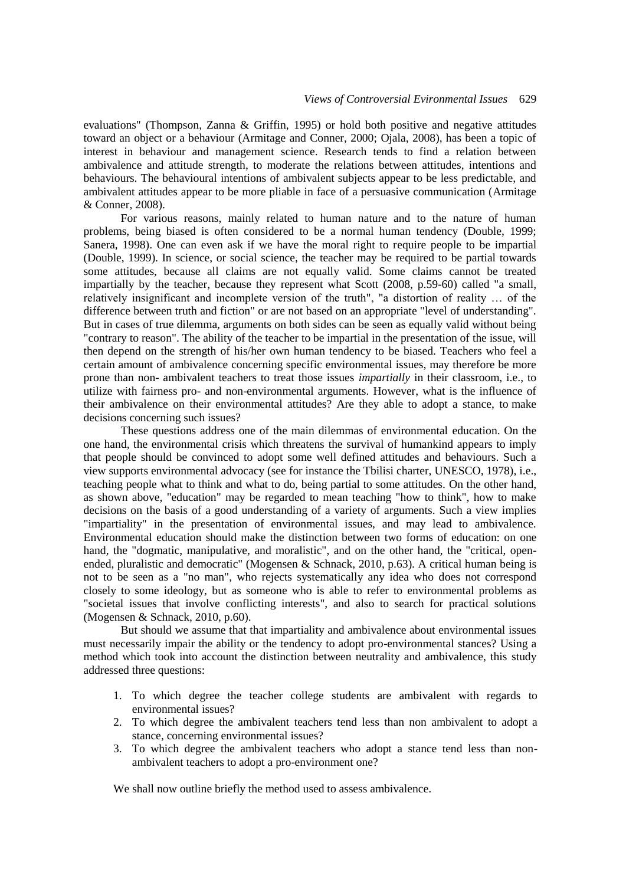evaluations" (Thompson, Zanna & Griffin, 1995) or hold both positive and negative attitudes toward an object or a behaviour (Armitage and Conner, 2000; Ojala, 2008), has been a topic of interest in behaviour and management science. Research tends to find a relation between ambivalence and attitude strength, to moderate the relations between attitudes, intentions and behaviours. The behavioural intentions of ambivalent subjects appear to be less predictable, and ambivalent attitudes appear to be more pliable in face of a persuasive communication (Armitage & Conner, 2008).

For various reasons, mainly related to human nature and to the nature of human problems, being biased is often considered to be a normal human tendency (Double, 1999; Sanera, 1998). One can even ask if we have the moral right to require people to be impartial (Double, 1999). In science, or social science, the teacher may be required to be partial towards some attitudes, because all claims are not equally valid. Some claims cannot be treated impartially by the teacher, because they represent what Scott (2008, p.59-60) called "a small, relatively insignificant and incomplete version of the truth", "a distortion of reality … of the difference between truth and fiction" or are not based on an appropriate "level of understanding". But in cases of true dilemma, arguments on both sides can be seen as equally valid without being "contrary to reason". The ability of the teacher to be impartial in the presentation of the issue, will then depend on the strength of his/her own human tendency to be biased. Teachers who feel a certain amount of ambivalence concerning specific environmental issues, may therefore be more prone than non- ambivalent teachers to treat those issues *impartially* in their classroom, i.e., to utilize with fairness pro- and non-environmental arguments. However, what is the influence of their ambivalence on their environmental attitudes? Are they able to adopt a stance, to make decisions concerning such issues?

These questions address one of the main dilemmas of environmental education. On the one hand, the environmental crisis which threatens the survival of humankind appears to imply that people should be convinced to adopt some well defined attitudes and behaviours. Such a view supports environmental advocacy (see for instance the Tbilisi charter, UNESCO, 1978), i.e., teaching people what to think and what to do, being partial to some attitudes. On the other hand, as shown above, "education" may be regarded to mean teaching "how to think", how to make decisions on the basis of a good understanding of a variety of arguments. Such a view implies "impartiality" in the presentation of environmental issues, and may lead to ambivalence. Environmental education should make the distinction between two forms of education: on one hand, the "dogmatic, manipulative, and moralistic", and on the other hand, the "critical, open-ended, pluralistic and democratic" (Mogensen & Schnack, 2010, p.63). A critical human being is not to be seen as a "no man", who rejects systematically any idea who does not correspond closely to some ideology, but as someone who is able to refer to environmental problems as "societal issues that involve conflicting interests", and also to search for practical solutions (Mogensen & Schnack, 2010, p.60).

But should we assume that that impartiality and ambivalence about environmental issues must necessarily impair the ability or the tendency to adopt pro-environmental stances? Using a method which took into account the distinction between neutrality and ambivalence, this study addressed three questions:

1. To which degree the teacher college students are ambivalent with regards to environmental issues?
2. To which degree the ambivalent teachers tend less than non ambivalent to adopt a stance, concerning environmental issues?
3. To which degree the ambivalent teachers who adopt a stance tend less than non-ambivalent teachers to adopt a pro-environment one?

We shall now outline briefly the method used to assess ambivalence.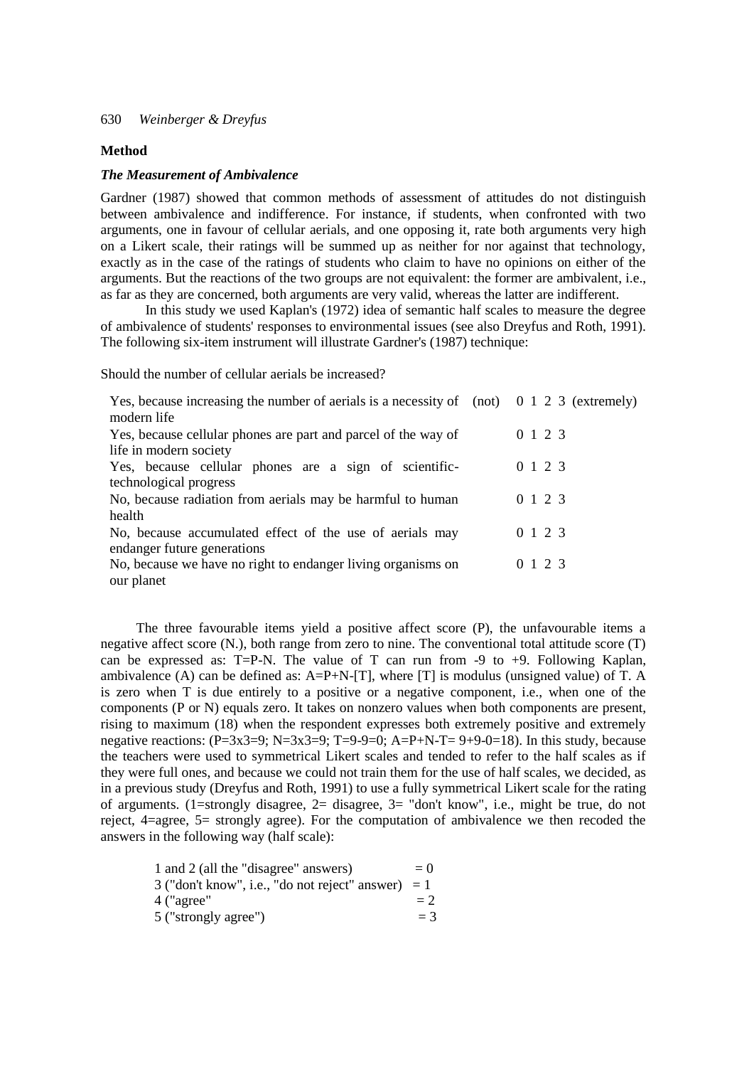## Method

### *The Measurement of Ambivalence*

Gardner (1987) showed that common methods of assessment of attitudes do not distinguish between ambivalence and indifference. For instance, if students, when confronted with two arguments, one in favour of cellular aerials, and one opposing it, rate both arguments very high on a Likert scale, their ratings will be summed up as neither for nor against that technology, exactly as in the case of the ratings of students who claim to have no opinions on either of the arguments. But the reactions of the two groups are not equivalent: the former are ambivalent, i.e., as far as they are concerned, both arguments are very valid, whereas the latter are indifferent.

In this study we used Kaplan's (1972) idea of semantic half scales to measure the degree of ambivalence of students' responses to environmental issues (see also Dreyfus and Roth, 1991). The following six-item instrument will illustrate Gardner's (1987) technique:

Should the number of cellular aerials be increased?

| | | |
|---|---|---|
| Yes, because increasing the number of aerials is a necessity of modern life | (not) | 0 1 2 3 (extremely) |
| Yes, because cellular phones are part and parcel of the way of life in modern society | | 0 1 2 3 |
| Yes, because cellular phones are a sign of scientific-technological progress | | 0 1 2 3 |
| No, because radiation from aerials may be harmful to human health | | 0 1 2 3 |
| No, because accumulated effect of the use of aerials may endanger future generations | | 0 1 2 3 |
| No, because we have no right to endanger living organisms on our planet | | 0 1 2 3 |

The three favourable items yield a positive affect score (P), the unfavourable items a negative affect score (N.), both range from zero to nine. The conventional total attitude score (T) can be expressed as: T=P-N. The value of T can run from -9 to +9. Following Kaplan, ambivalence (A) can be defined as: A=P+N-[T], where [T] is modulus (unsigned value) of T. A is zero when T is due entirely to a positive or a negative component, i.e., when one of the components (P or N) equals zero. It takes on nonzero values when both components are present, rising to maximum (18) when the respondent expresses both extremely positive and extremely negative reactions: (P=3x3=9; N=3x3=9; T=9-9=0; A=P+N-T= 9+9-0=18). In this study, because the teachers were used to symmetrical Likert scales and tended to refer to the half scales as if they were full ones, and because we could not train them for the use of half scales, we decided, as in a previous study (Dreyfus and Roth, 1991) to use a fully symmetrical Likert scale for the rating of arguments. (1=strongly disagree, 2= disagree, 3= "don't know", i.e., might be true, do not reject, 4=agree, 5= strongly agree). For the computation of ambivalence we then recoded the answers in the following way (half scale):

| | |
|---|---|
| 1 and 2 (all the "disagree" answers) | = 0 |
| 3 ("don't know", i.e., "do not reject" answer) | = 1 |
| 4 ("agree" | = 2 |
| 5 ("strongly agree") | = 3 |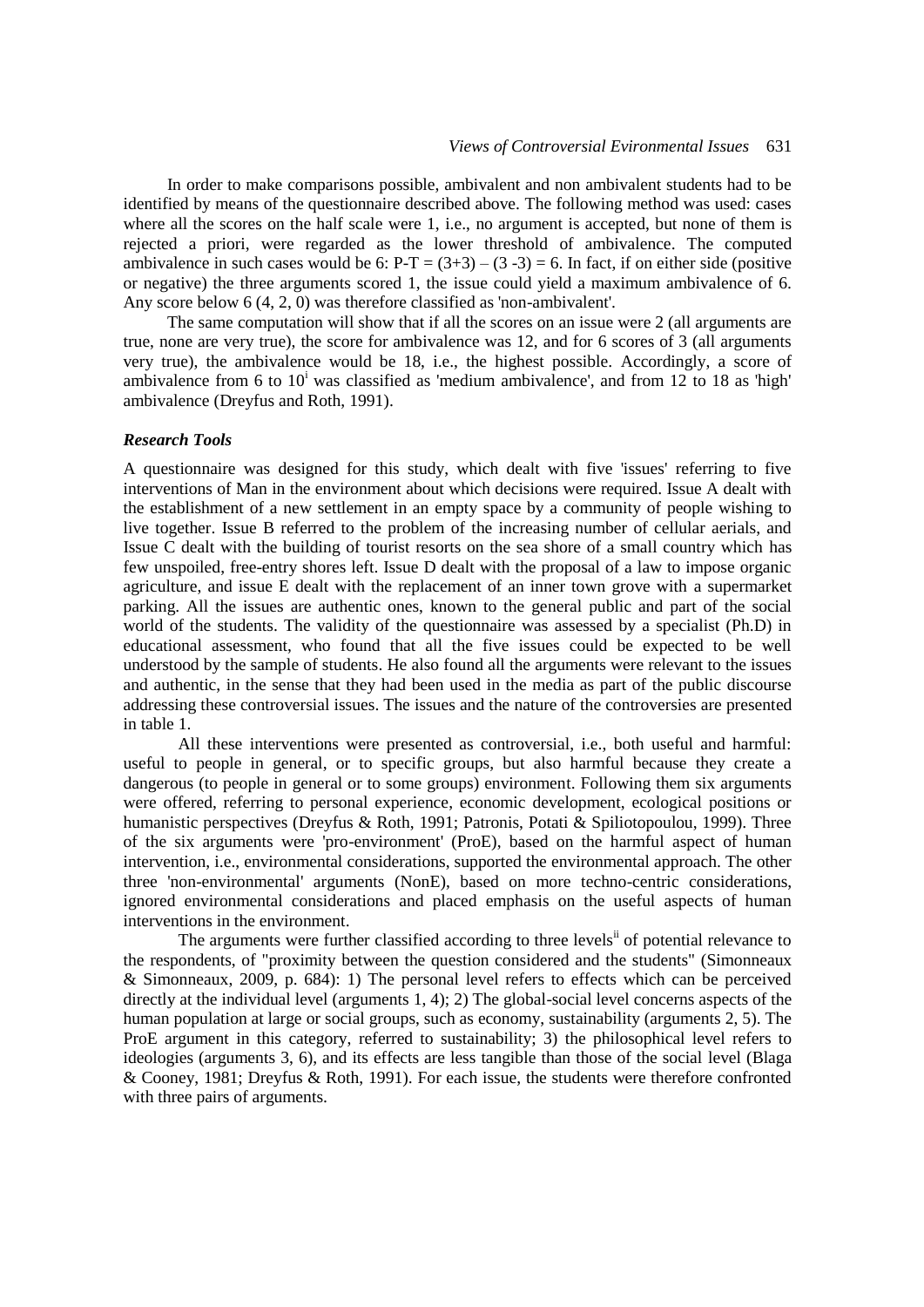In order to make comparisons possible, ambivalent and non ambivalent students had to be identified by means of the questionnaire described above. The following method was used: cases where all the scores on the half scale were 1, i.e., no argument is accepted, but none of them is rejected a priori, were regarded as the lower threshold of ambivalence. The computed ambivalence in such cases would be 6: $P\text{-}T = (3+3) - (3 - 3) = 6$. In fact, if on either side (positive or negative) the three arguments scored 1, the issue could yield a maximum ambivalence of 6. Any score below 6 (4, 2, 0) was therefore classified as 'non-ambivalent'.

The same computation will show that if all the scores on an issue were 2 (all arguments are true, none are very true), the score for ambivalence was 12, and for 6 scores of 3 (all arguments very true), the ambivalence would be 18, i.e., the highest possible. Accordingly, a score of ambivalence from 6 to 10[i] was classified as 'medium ambivalence', and from 12 to 18 as 'high' ambivalence (Dreyfus and Roth, 1991).

### *Research Tools*

A questionnaire was designed for this study, which dealt with five 'issues' referring to five interventions of Man in the environment about which decisions were required. Issue A dealt with the establishment of a new settlement in an empty space by a community of people wishing to live together. Issue B referred to the problem of the increasing number of cellular aerials, and Issue C dealt with the building of tourist resorts on the sea shore of a small country which has few unspoiled, free-entry shores left. Issue D dealt with the proposal of a law to impose organic agriculture, and issue E dealt with the replacement of an inner town grove with a supermarket parking. All the issues are authentic ones, known to the general public and part of the social world of the students. The validity of the questionnaire was assessed by a specialist (Ph.D) in educational assessment, who found that all the five issues could be expected to be well understood by the sample of students. He also found all the arguments were relevant to the issues and authentic, in the sense that they had been used in the media as part of the public discourse addressing these controversial issues. The issues and the nature of the controversies are presented in table 1.

All these interventions were presented as controversial, i.e., both useful and harmful: useful to people in general, or to specific groups, but also harmful because they create a dangerous (to people in general or to some groups) environment. Following them six arguments were offered, referring to personal experience, economic development, ecological positions or humanistic perspectives (Dreyfus & Roth, 1991; Patronis, Potati & Spiliotopoulou, 1999). Three of the six arguments were 'pro-environment' (ProE), based on the harmful aspect of human intervention, i.e., environmental considerations, supported the environmental approach. The other three 'non-environmental' arguments (NonE), based on more techno-centric considerations, ignored environmental considerations and placed emphasis on the useful aspects of human interventions in the environment.

The arguments were further classified according to three levels[ii] of potential relevance to the respondents, of "proximity between the question considered and the students" (Simonneaux & Simonneaux, 2009, p. 684): 1) The personal level refers to effects which can be perceived directly at the individual level (arguments 1, 4); 2) The global-social level concerns aspects of the human population at large or social groups, such as economy, sustainability (arguments 2, 5). The ProE argument in this category, referred to sustainability; 3) the philosophical level refers to ideologies (arguments 3, 6), and its effects are less tangible than those of the social level (Blaga & Cooney, 1981; Dreyfus & Roth, 1991). For each issue, the students were therefore confronted with three pairs of arguments.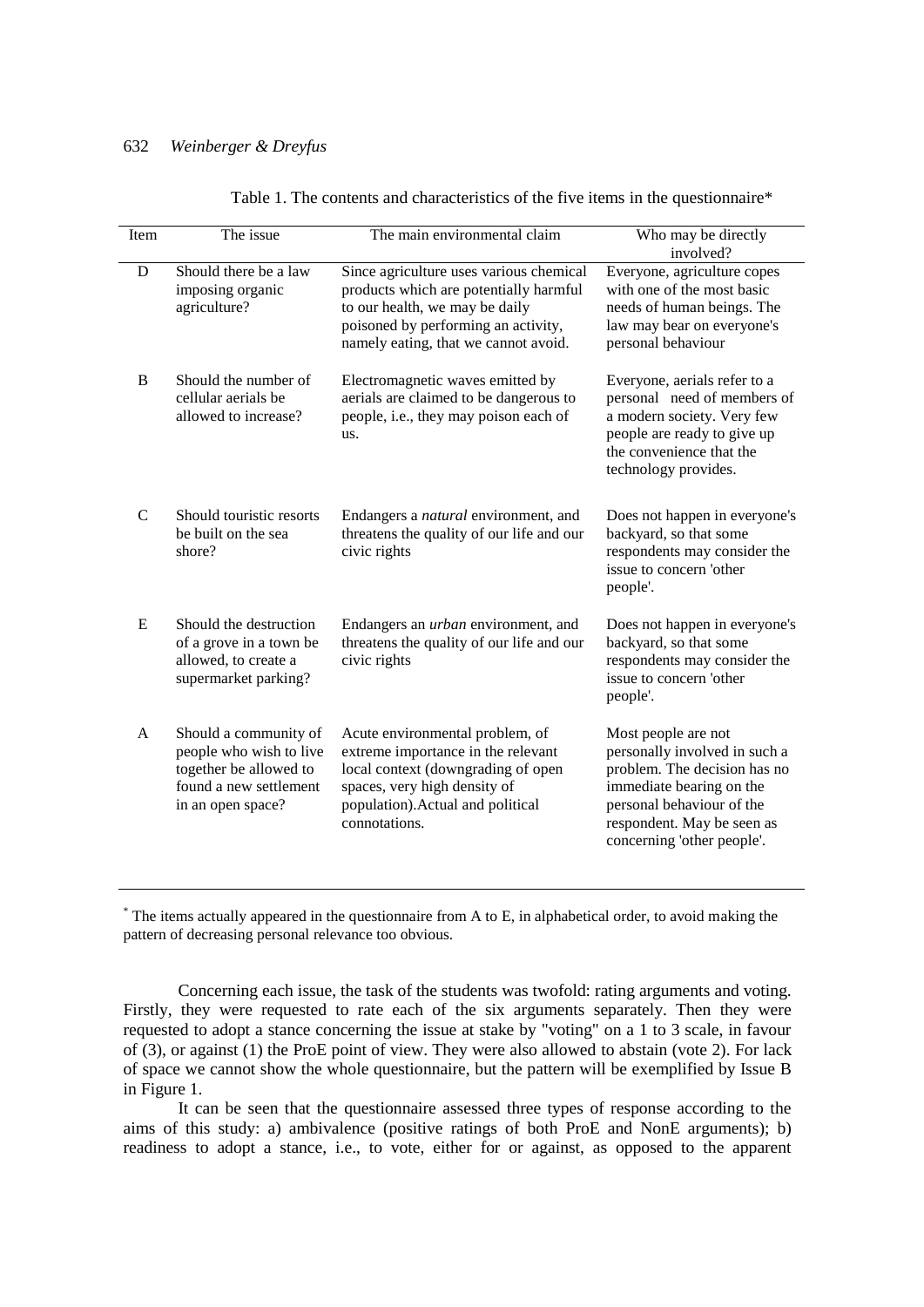Table 1. The contents and characteristics of the five items in the questionnaire*

| Item | The issue | The main environmental claim | Who may be directly involved? |
|---|---|---|---|
| D | Should there be a law imposing organic agriculture? | Since agriculture uses various chemical products which are potentially harmful to our health, we may be daily poisoned by performing an activity, namely eating, that we cannot avoid. | Everyone, agriculture copes with one of the most basic needs of human beings. The law may bear on everyone's personal behaviour |
| B | Should the number of cellular aerials be allowed to increase? | Electromagnetic waves emitted by aerials are claimed to be dangerous to people, i.e., they may poison each of us. | Everyone, aerials refer to a personal need of members of a modern society. Very few people are ready to give up the convenience that the technology provides. |
| C | Should touristic resorts be built on the sea shore? | Endangers a *natural* environment, and threatens the quality of our life and our civic rights | Does not happen in everyone's backyard, so that some respondents may consider the issue to concern 'other people'. |
| E | Should the destruction of a grove in a town be allowed, to create a supermarket parking? | Endangers an *urban* environment, and threatens the quality of our life and our civic rights | Does not happen in everyone's backyard, so that some respondents may consider the issue to concern 'other people'. |
| A | Should a community of people who wish to live together be allowed to found a new settlement in an open space? | Acute environmental problem, of extreme importance in the relevant local context (downgrading of open spaces, very high density of population).Actual and political connotations. | Most people are not personally involved in such a problem. The decision has no immediate bearing on the personal behaviour of the respondent. May be seen as concerning 'other people'. |

* The items actually appeared in the questionnaire from A to E, in alphabetical order, to avoid making the pattern of decreasing personal relevance too obvious.

Concerning each issue, the task of the students was twofold: rating arguments and voting. Firstly, they were requested to rate each of the six arguments separately. Then they were requested to adopt a stance concerning the issue at stake by "voting" on a 1 to 3 scale, in favour of (3), or against (1) the ProE point of view. They were also allowed to abstain (vote 2). For lack of space we cannot show the whole questionnaire, but the pattern will be exemplified by Issue B in Figure 1.

It can be seen that the questionnaire assessed three types of response according to the aims of this study: a) ambivalence (positive ratings of both ProE and NonE arguments); b) readiness to adopt a stance, i.e., to vote, either for or against, as opposed to the apparent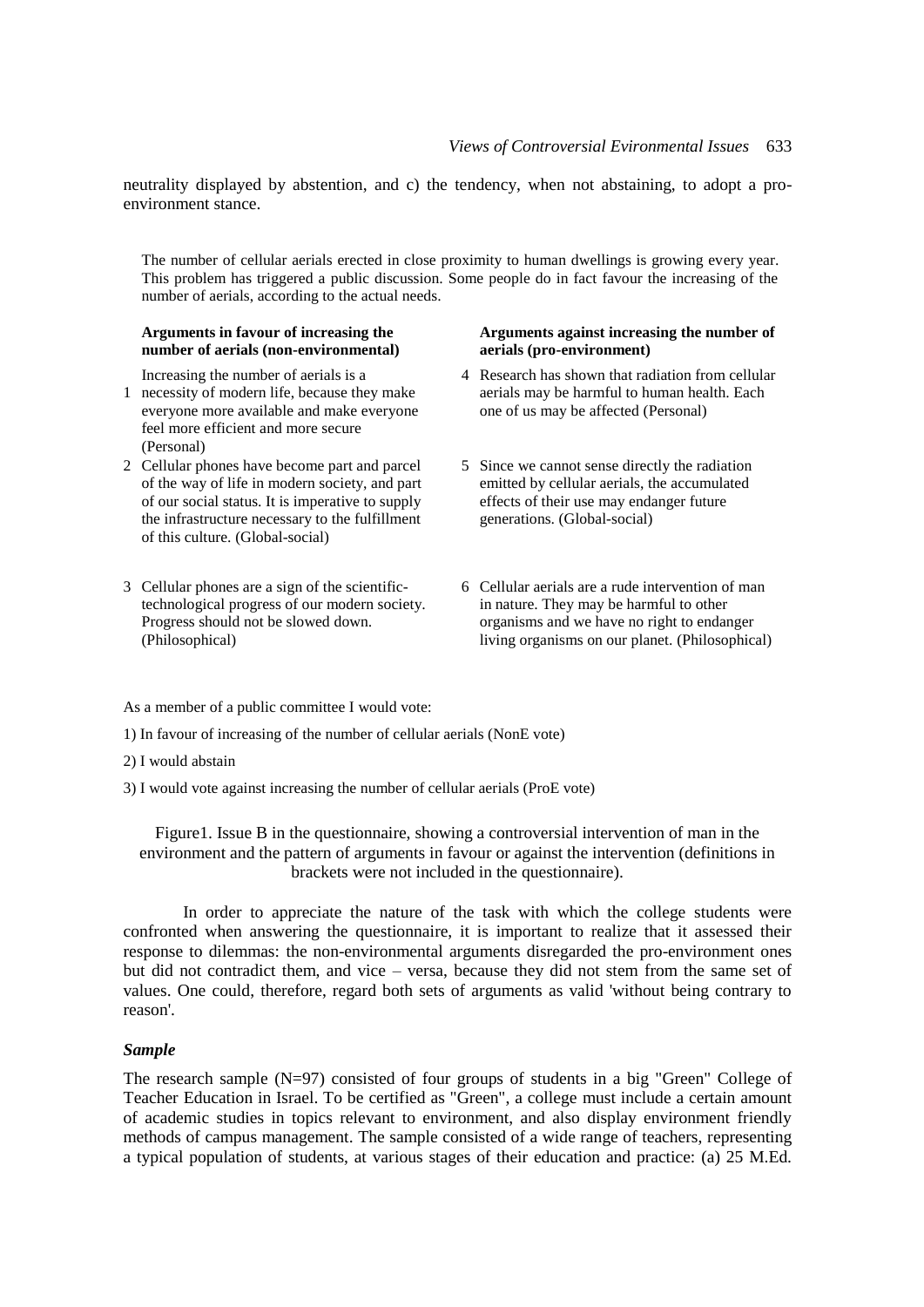neutrality displayed by abstention, and c) the tendency, when not abstaining, to adopt a pro-environment stance.

The number of cellular aerials erected in close proximity to human dwellings is growing every year. This problem has triggered a public discussion. Some people do in fact favour the increasing of the number of aerials, according to the actual needs.

| **Arguments in favour of increasing the number of aerials (non-environmental)** | **Arguments against increasing the number of aerials (pro-environment)** |
|---|---|
| 1 Increasing the number of aerials is a necessity of modern life, because they make everyone more available and make everyone feel more efficient and more secure (Personal) | 4 Research has shown that radiation from cellular aerials may be harmful to human health. Each one of us may be affected (Personal) |
| 2 Cellular phones have become part and parcel of the way of life in modern society, and part of our social status. It is imperative to supply the infrastructure necessary to the fulfillment of this culture. (Global-social) | 5 Since we cannot sense directly the radiation emitted by cellular aerials, the accumulated effects of their use may endanger future generations. (Global-social) |
| 3 Cellular phones are a sign of the scientific-technological progress of our modern society. Progress should not be slowed down. (Philosophical) | 6 Cellular aerials are a rude intervention of man in nature. They may be harmful to other organisms and we have no right to endanger living organisms on our planet. (Philosophical) |

As a member of a public committee I would vote:

1) In favour of increasing of the number of cellular aerials (NonE vote)

2) I would abstain

3) I would vote against increasing the number of cellular aerials (ProE vote)

Figure1. Issue B in the questionnaire, showing a controversial intervention of man in the environment and the pattern of arguments in favour or against the intervention (definitions in brackets were not included in the questionnaire).

In order to appreciate the nature of the task with which the college students were confronted when answering the questionnaire, it is important to realize that it assessed their response to dilemmas: the non-environmental arguments disregarded the pro-environment ones but did not contradict them, and vice – versa, because they did not stem from the same set of values. One could, therefore, regard both sets of arguments as valid 'without being contrary to reason'.

### *Sample*

The research sample (N=97) consisted of four groups of students in a big "Green" College of Teacher Education in Israel. To be certified as "Green", a college must include a certain amount of academic studies in topics relevant to environment, and also display environment friendly methods of campus management. The sample consisted of a wide range of teachers, representing a typical population of students, at various stages of their education and practice: (a) 25 M.Ed.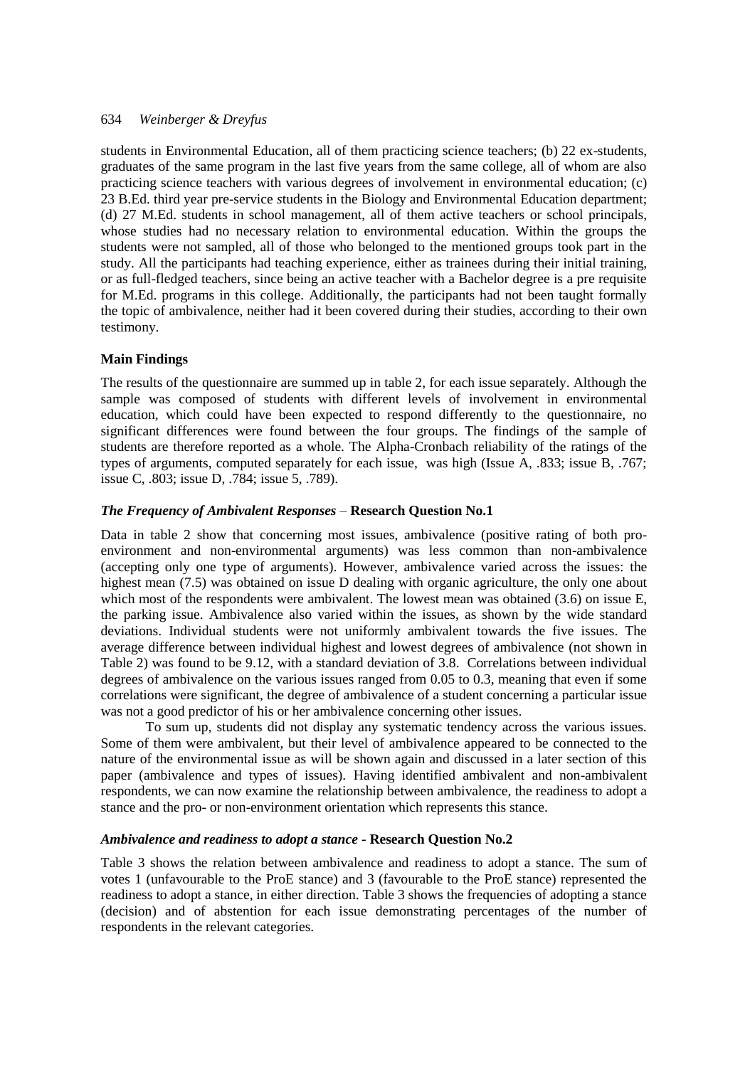students in Environmental Education, all of them practicing science teachers; (b) 22 ex-students, graduates of the same program in the last five years from the same college, all of whom are also practicing science teachers with various degrees of involvement in environmental education; (c) 23 B.Ed. third year pre-service students in the Biology and Environmental Education department; (d) 27 M.Ed. students in school management, all of them active teachers or school principals, whose studies had no necessary relation to environmental education. Within the groups the students were not sampled, all of those who belonged to the mentioned groups took part in the study. All the participants had teaching experience, either as trainees during their initial training, or as full-fledged teachers, since being an active teacher with a Bachelor degree is a pre requisite for M.Ed. programs in this college. Additionally, the participants had not been taught formally the topic of ambivalence, neither had it been covered during their studies, according to their own testimony.

### Main Findings

The results of the questionnaire are summed up in table 2, for each issue separately. Although the sample was composed of students with different levels of involvement in environmental education, which could have been expected to respond differently to the questionnaire, no significant differences were found between the four groups. The findings of the sample of students are therefore reported as a whole. The Alpha-Cronbach reliability of the ratings of the types of arguments, computed separately for each issue, was high (Issue A, .833; issue B, .767; issue C, .803; issue D, .784; issue 5, .789).

#### *The Frequency of Ambivalent Responses* – **Research Question No.1**

Data in table 2 show that concerning most issues, ambivalence (positive rating of both pro-environment and non-environmental arguments) was less common than non-ambivalence (accepting only one type of arguments). However, ambivalence varied across the issues: the highest mean (7.5) was obtained on issue D dealing with organic agriculture, the only one about which most of the respondents were ambivalent. The lowest mean was obtained (3.6) on issue E, the parking issue. Ambivalence also varied within the issues, as shown by the wide standard deviations. Individual students were not uniformly ambivalent towards the five issues. The average difference between individual highest and lowest degrees of ambivalence (not shown in Table 2) was found to be 9.12, with a standard deviation of 3.8. Correlations between individual degrees of ambivalence on the various issues ranged from 0.05 to 0.3, meaning that even if some correlations were significant, the degree of ambivalence of a student concerning a particular issue was not a good predictor of his or her ambivalence concerning other issues.

To sum up, students did not display any systematic tendency across the various issues. Some of them were ambivalent, but their level of ambivalence appeared to be connected to the nature of the environmental issue as will be shown again and discussed in a later section of this paper (ambivalence and types of issues). Having identified ambivalent and non-ambivalent respondents, we can now examine the relationship between ambivalence, the readiness to adopt a stance and the pro- or non-environment orientation which represents this stance.

#### *Ambivalence and readiness to adopt a stance* - **Research Question No.2**

Table 3 shows the relation between ambivalence and readiness to adopt a stance. The sum of votes 1 (unfavourable to the ProE stance) and 3 (favourable to the ProE stance) represented the readiness to adopt a stance, in either direction. Table 3 shows the frequencies of adopting a stance (decision) and of abstention for each issue demonstrating percentages of the number of respondents in the relevant categories.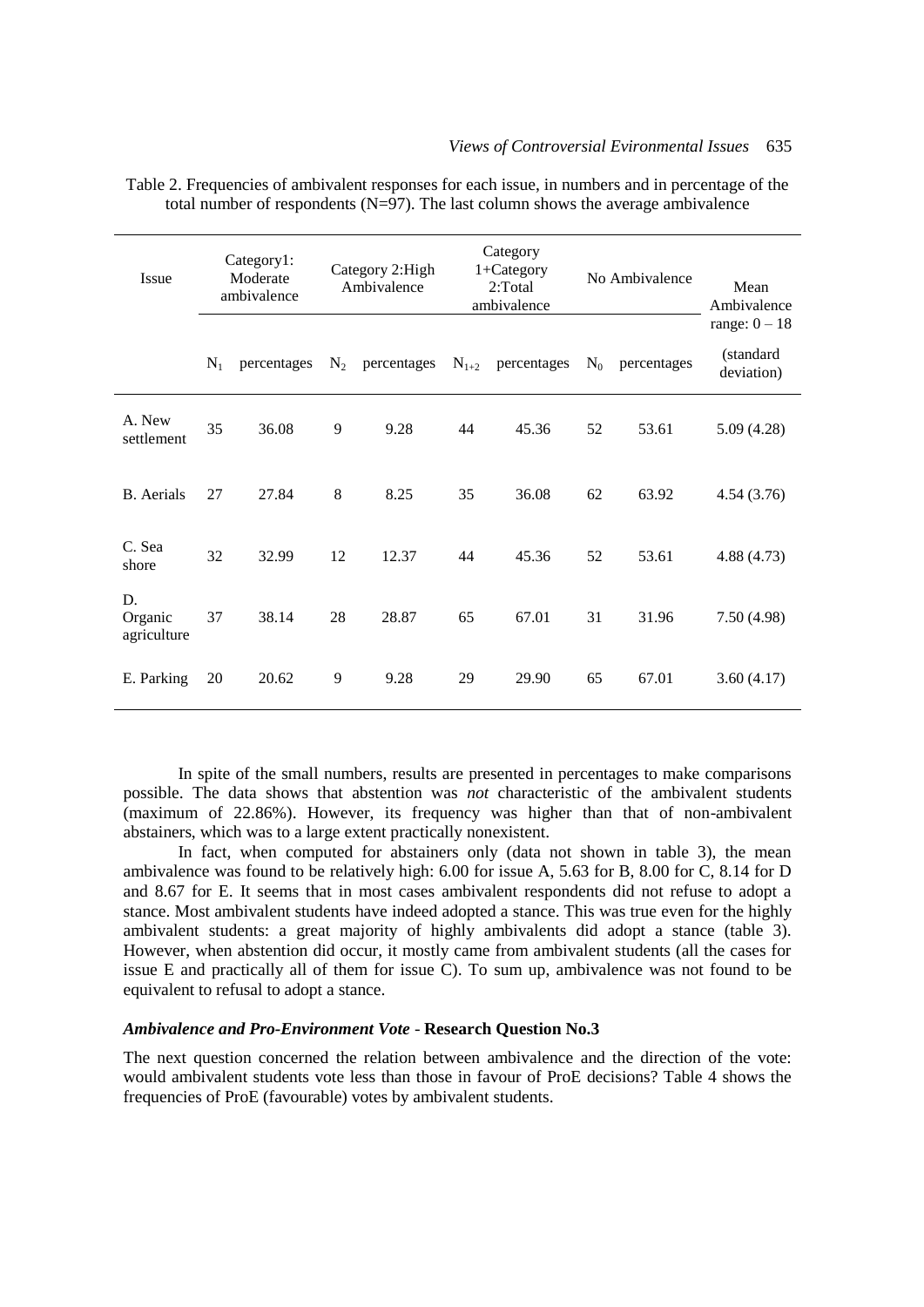Table 2. Frequencies of ambivalent responses for each issue, in numbers and in percentage of the total number of respondents (N=97). The last column shows the average ambivalence

| Issue | Category1: Moderate ambivalence | | Category 2:High Ambivalence | | Category 1+Category 2:Total ambivalence | | No Ambivalence | | Mean Ambivalence range: 0 – 18 |
|---|---|---|---|---|---|---|---|---|---|
| | $N_1$ | percentages | $N_2$ | percentages | $N_{1+2}$ | percentages | $N_0$ | percentages | (standard deviation) |
| A. New settlement | 35 | 36.08 | 9 | 9.28 | 44 | 45.36 | 52 | 53.61 | 5.09 (4.28) |
| B. Aerials | 27 | 27.84 | 8 | 8.25 | 35 | 36.08 | 62 | 63.92 | 4.54 (3.76) |
| C. Sea shore | 32 | 32.99 | 12 | 12.37 | 44 | 45.36 | 52 | 53.61 | 4.88 (4.73) |
| D. Organic agriculture | 37 | 38.14 | 28 | 28.87 | 65 | 67.01 | 31 | 31.96 | 7.50 (4.98) |
| E. Parking | 20 | 20.62 | 9 | 9.28 | 29 | 29.90 | 65 | 67.01 | 3.60 (4.17) |

In spite of the small numbers, results are presented in percentages to make comparisons possible. The data shows that abstention was *not* characteristic of the ambivalent students (maximum of 22.86%). However, its frequency was higher than that of non-ambivalent abstainers, which was to a large extent practically nonexistent.

In fact, when computed for abstainers only (data not shown in table 3), the mean ambivalence was found to be relatively high: 6.00 for issue A, 5.63 for B, 8.00 for C, 8.14 for D and 8.67 for E. It seems that in most cases ambivalent respondents did not refuse to adopt a stance. Most ambivalent students have indeed adopted a stance. This was true even for the highly ambivalent students: a great majority of highly ambivalents did adopt a stance (table 3). However, when abstention did occur, it mostly came from ambivalent students (all the cases for issue E and practically all of them for issue C). To sum up, ambivalence was not found to be equivalent to refusal to adopt a stance.

### *Ambivalence and Pro-Environment Vote* - **Research Question No.3**

The next question concerned the relation between ambivalence and the direction of the vote: would ambivalent students vote less than those in favour of ProE decisions? Table 4 shows the frequencies of ProE (favourable) votes by ambivalent students.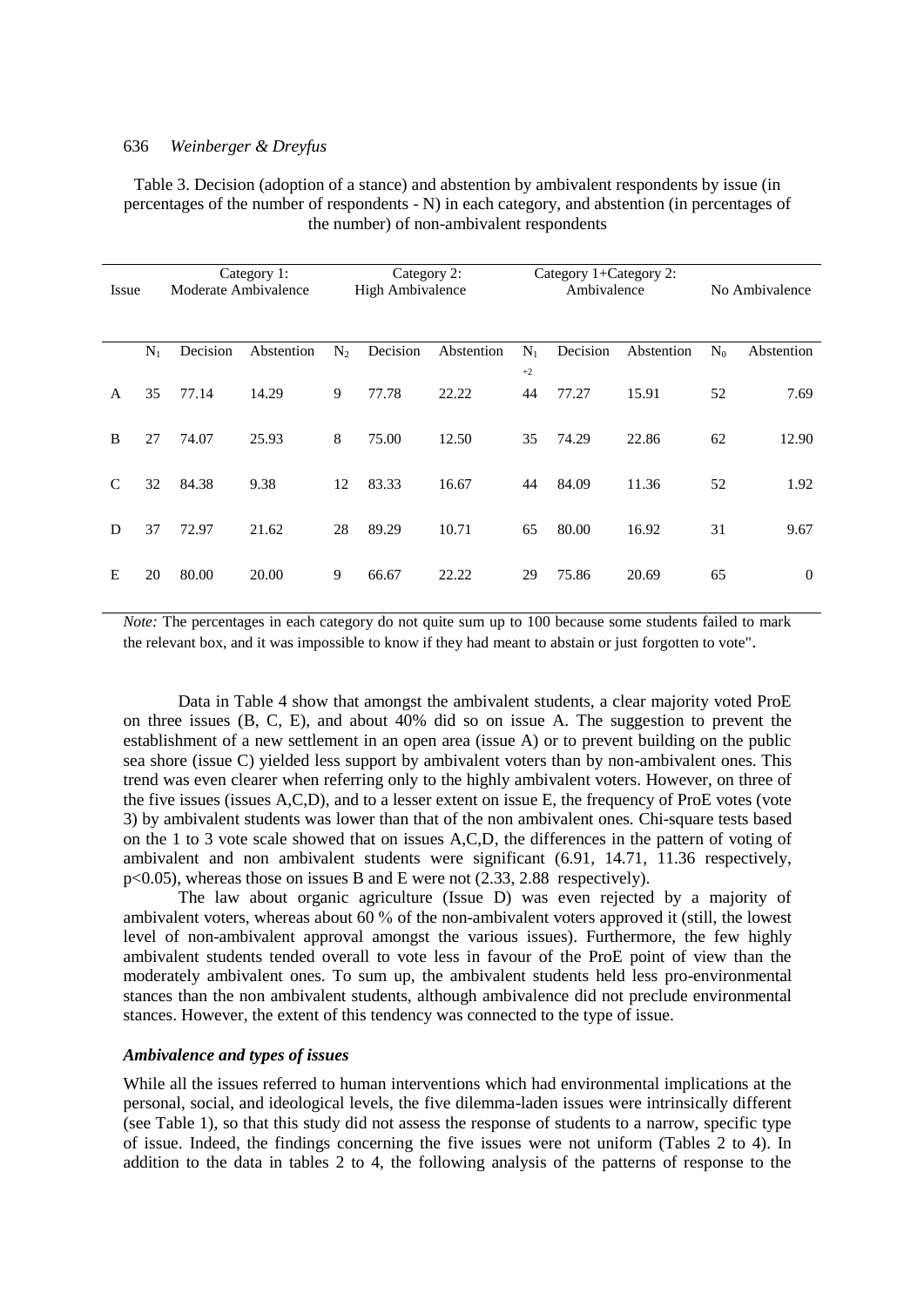Table 3. Decision (adoption of a stance) and abstention by ambivalent respondents by issue (in percentages of the number of respondents - N) in each category, and abstention (in percentages of the number) of non-ambivalent respondents

| Issue | Category 1: Moderate Ambivalence | | | Category 2: High Ambivalence | | | Category 1+Category 2: Ambivalence | | | No Ambivalence | |
|---|---|---|---|---|---|---|---|---|---|---|---|
| | $N_1$ | Decision | Abstention | $N_2$ | Decision | Abstention | $N_{1+2}$ | Decision | Abstention | $N_0$ | Abstention |
| A | 35 | 77.14 | 14.29 | 9 | 77.78 | 22.22 | 44 | 77.27 | 15.91 | 52 | 7.69 |
| B | 27 | 74.07 | 25.93 | 8 | 75.00 | 12.50 | 35 | 74.29 | 22.86 | 62 | 12.90 |
| C | 32 | 84.38 | 9.38 | 12 | 83.33 | 16.67 | 44 | 84.09 | 11.36 | 52 | 1.92 |
| D | 37 | 72.97 | 21.62 | 28 | 89.29 | 10.71 | 65 | 80.00 | 16.92 | 31 | 9.67 |
| E | 20 | 80.00 | 20.00 | 9 | 66.67 | 22.22 | 29 | 75.86 | 20.69 | 65 | 0 |

*Note:* The percentages in each category do not quite sum up to 100 because some students failed to mark the relevant box, and it was impossible to know if they had meant to abstain or just forgotten to vote".

Data in Table 4 show that amongst the ambivalent students, a clear majority voted ProE on three issues (B, C, E), and about 40% did so on issue A. The suggestion to prevent the establishment of a new settlement in an open area (issue A) or to prevent building on the public sea shore (issue C) yielded less support by ambivalent voters than by non-ambivalent ones. This trend was even clearer when referring only to the highly ambivalent voters. However, on three of the five issues (issues A,C,D), and to a lesser extent on issue E, the frequency of ProE votes (vote 3) by ambivalent students was lower than that of the non ambivalent ones. Chi-square tests based on the 1 to 3 vote scale showed that on issues A,C,D, the differences in the pattern of voting of ambivalent and non ambivalent students were significant (6.91, 14.71, 11.36 respectively, $p<0.05$), whereas those on issues B and E were not (2.33, 2.88 respectively).

The law about organic agriculture (Issue D) was even rejected by a majority of ambivalent voters, whereas about 60 % of the non-ambivalent voters approved it (still, the lowest level of non-ambivalent approval amongst the various issues). Furthermore, the few highly ambivalent students tended overall to vote less in favour of the ProE point of view than the moderately ambivalent ones. To sum up, the ambivalent students held less pro-environmental stances than the non ambivalent students, although ambivalence did not preclude environmental stances. However, the extent of this tendency was connected to the type of issue.

### *Ambivalence and types of issues*

While all the issues referred to human interventions which had environmental implications at the personal, social, and ideological levels, the five dilemma-laden issues were intrinsically different (see Table 1), so that this study did not assess the response of students to a narrow, specific type of issue. Indeed, the findings concerning the five issues were not uniform (Tables 2 to 4). In addition to the data in tables 2 to 4, the following analysis of the patterns of response to the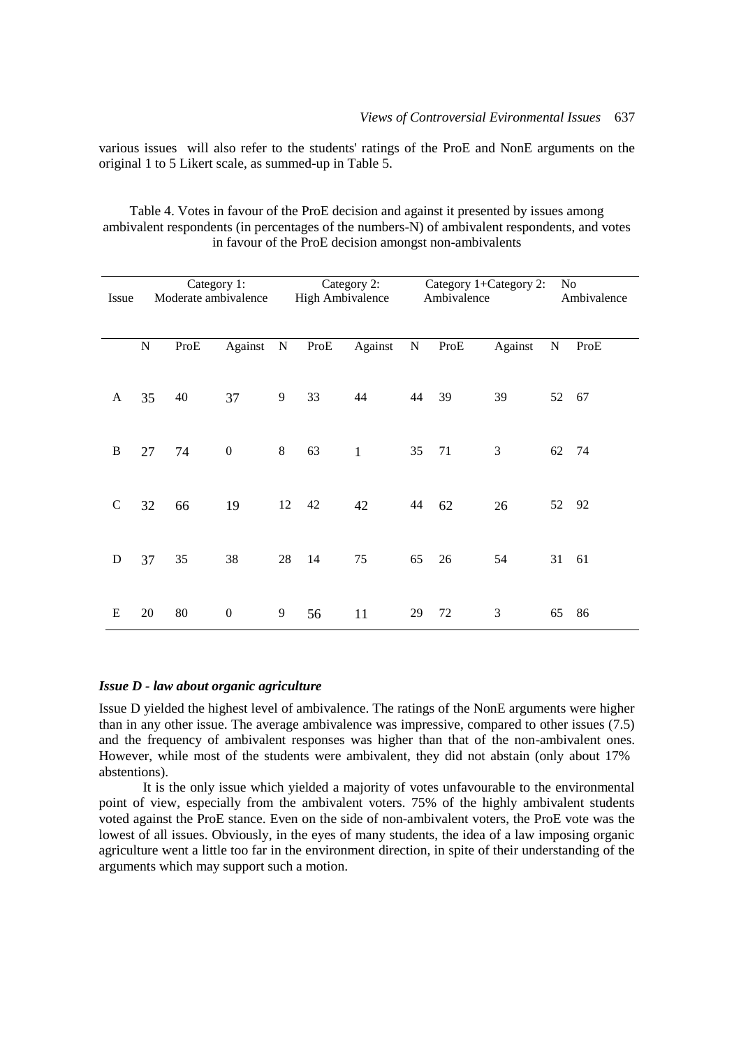various issues will also refer to the students' ratings of the ProE and NonE arguments on the original 1 to 5 Likert scale, as summed-up in Table 5.

Table 4. Votes in favour of the ProE decision and against it presented by issues among ambivalent respondents (in percentages of the numbers-N) of ambivalent respondents, and votes in favour of the ProE decision amongst non-ambivalents

| Issue | Category 1: Moderate ambivalence | | | Category 2: High Ambivalence | | | Category 1+Category 2: Ambivalence | | | No Ambivalence | |
|---|---|---|---|---|---|---|---|---|---|---|---|
| | N | ProE | Against | N | ProE | Against | N | ProE | Against | N | ProE |
| A | 35 | 40 | 37 | 9 | 33 | 44 | 44 | 39 | 39 | 52 | 67 |
| B | 27 | 74 | 0 | 8 | 63 | 1 | 35 | 71 | 3 | 62 | 74 |
| C | 32 | 66 | 19 | 12 | 42 | 42 | 44 | 62 | 26 | 52 | 92 |
| D | 37 | 35 | 38 | 28 | 14 | 75 | 65 | 26 | 54 | 31 | 61 |
| E | 20 | 80 | 0 | 9 | 56 | 11 | 29 | 72 | 3 | 65 | 86 |

### *Issue D - law about organic agriculture*

Issue D yielded the highest level of ambivalence. The ratings of the NonE arguments were higher than in any other issue. The average ambivalence was impressive, compared to other issues (7.5) and the frequency of ambivalent responses was higher than that of the non-ambivalent ones. However, while most of the students were ambivalent, they did not abstain (only about 17% abstentions).

It is the only issue which yielded a majority of votes unfavourable to the environmental point of view, especially from the ambivalent voters. 75% of the highly ambivalent students voted against the ProE stance. Even on the side of non-ambivalent voters, the ProE vote was the lowest of all issues. Obviously, in the eyes of many students, the idea of a law imposing organic agriculture went a little too far in the environment direction, in spite of their understanding of the arguments which may support such a motion.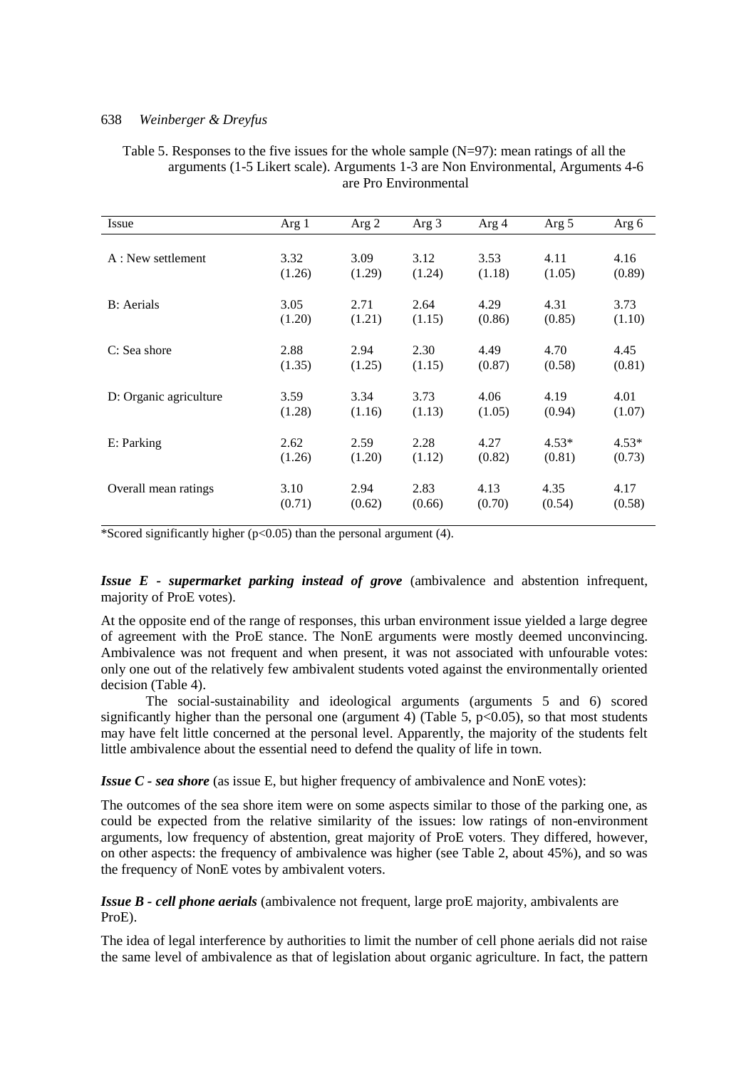Table 5. Responses to the five issues for the whole sample (N=97): mean ratings of all the arguments (1-5 Likert scale). Arguments 1-3 are Non Environmental, Arguments 4-6 are Pro Environmental

| Issue | Arg 1 | Arg 2 | Arg 3 | Arg 4 | Arg 5 | Arg 6 |
|---|---|---|---|---|---|---|
| A : New settlement | 3.32 (1.26) | 3.09 (1.29) | 3.12 (1.24) | 3.53 (1.18) | 4.11 (1.05) | 4.16 (0.89) |
| B: Aerials | 3.05 (1.20) | 2.71 (1.21) | 2.64 (1.15) | 4.29 (0.86) | 4.31 (0.85) | 3.73 (1.10) |
| C: Sea shore | 2.88 (1.35) | 2.94 (1.25) | 2.30 (1.15) | 4.49 (0.87) | 4.70 (0.58) | 4.45 (0.81) |
| D: Organic agriculture | 3.59 (1.28) | 3.34 (1.16) | 3.73 (1.13) | 4.06 (1.05) | 4.19 (0.94) | 4.01 (1.07) |
| E: Parking | 2.62 (1.26) | 2.59 (1.20) | 2.28 (1.12) | 4.27 (0.82) | 4.53* (0.81) | 4.53* (0.73) |
| Overall mean ratings | 3.10 (0.71) | 2.94 (0.62) | 2.83 (0.66) | 4.13 (0.70) | 4.35 (0.54) | 4.17 (0.58) |

*Scored significantly higher ($p<0.05$) than the personal argument (4).

***Issue E - supermarket parking instead of grove*** (ambivalence and abstention infrequent, majority of ProE votes).

At the opposite end of the range of responses, this urban environment issue yielded a large degree of agreement with the ProE stance. The NonE arguments were mostly deemed unconvincing. Ambivalence was not frequent and when present, it was not associated with unfourable votes: only one out of the relatively few ambivalent students voted against the environmentally oriented decision (Table 4).

The social-sustainability and ideological arguments (arguments 5 and 6) scored significantly higher than the personal one (argument 4) (Table 5, $p<0.05$), so that most students may have felt little concerned at the personal level. Apparently, the majority of the students felt little ambivalence about the essential need to defend the quality of life in town.

***Issue C - sea shore*** (as issue E, but higher frequency of ambivalence and NonE votes):

The outcomes of the sea shore item were on some aspects similar to those of the parking one, as could be expected from the relative similarity of the issues: low ratings of non-environment arguments, low frequency of abstention, great majority of ProE voters. They differed, however, on other aspects: the frequency of ambivalence was higher (see Table 2, about 45%), and so was the frequency of NonE votes by ambivalent voters.

***Issue B - cell phone aerials*** (ambivalence not frequent, large proE majority, ambivalents are ProE).

The idea of legal interference by authorities to limit the number of cell phone aerials did not raise the same level of ambivalence as that of legislation about organic agriculture. In fact, the pattern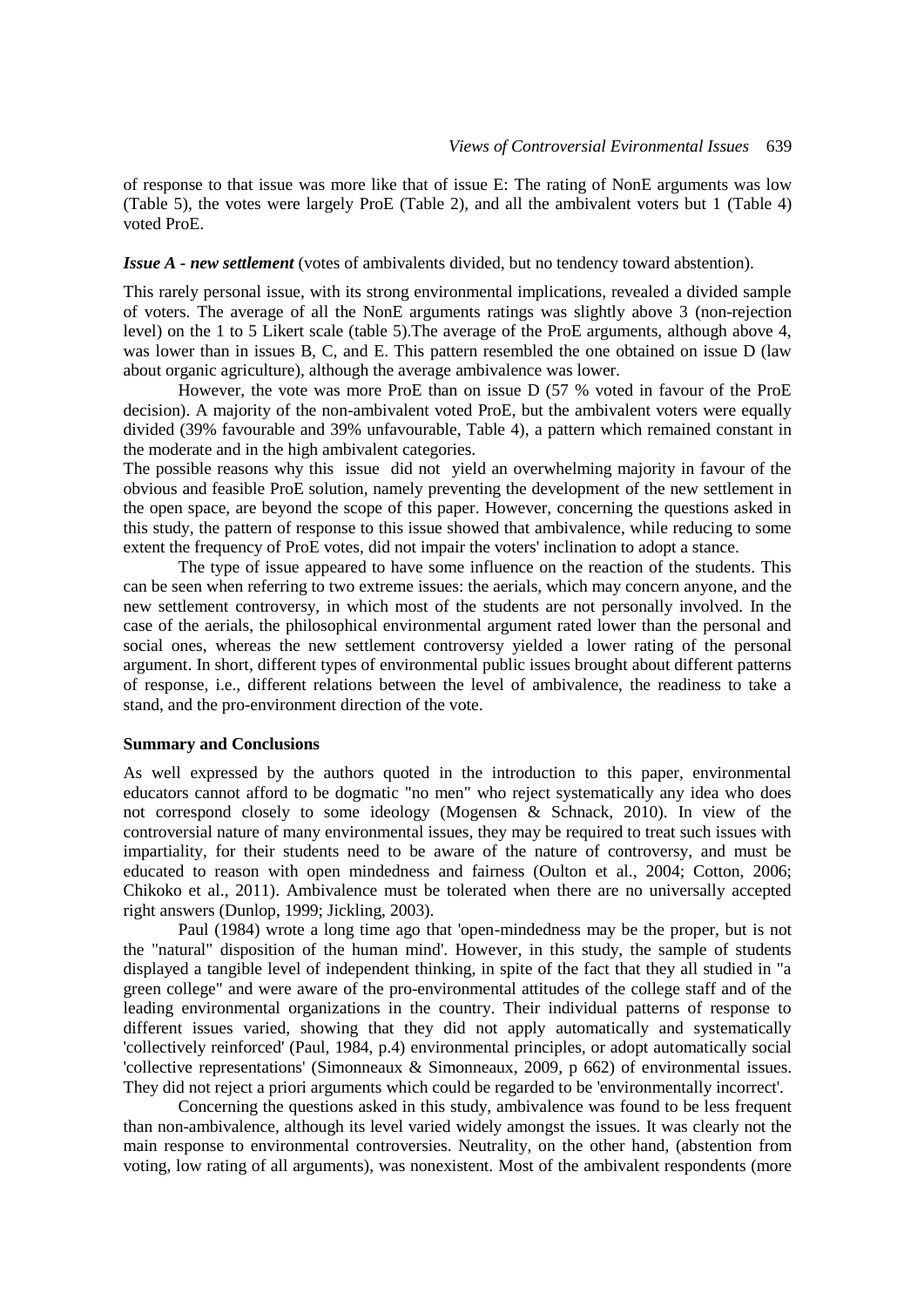of response to that issue was more like that of issue E: The rating of NonE arguments was low (Table 5), the votes were largely ProE (Table 2), and all the ambivalent voters but 1 (Table 4) voted ProE.

***Issue A - new settlement*** (votes of ambivalents divided, but no tendency toward abstention).

This rarely personal issue, with its strong environmental implications, revealed a divided sample of voters. The average of all the NonE arguments ratings was slightly above 3 (non-rejection level) on the 1 to 5 Likert scale (table 5).The average of the ProE arguments, although above 4, was lower than in issues B, C, and E. This pattern resembled the one obtained on issue D (law about organic agriculture), although the average ambivalence was lower.

However, the vote was more ProE than on issue D (57 % voted in favour of the ProE decision). A majority of the non-ambivalent voted ProE, but the ambivalent voters were equally divided (39% favourable and 39% unfavourable, Table 4), a pattern which remained constant in the moderate and in the high ambivalent categories.

The possible reasons why this issue did not yield an overwhelming majority in favour of the obvious and feasible ProE solution, namely preventing the development of the new settlement in the open space, are beyond the scope of this paper. However, concerning the questions asked in this study, the pattern of response to this issue showed that ambivalence, while reducing to some extent the frequency of ProE votes, did not impair the voters' inclination to adopt a stance.

The type of issue appeared to have some influence on the reaction of the students. This can be seen when referring to two extreme issues: the aerials, which may concern anyone, and the new settlement controversy, in which most of the students are not personally involved. In the case of the aerials, the philosophical environmental argument rated lower than the personal and social ones, whereas the new settlement controversy yielded a lower rating of the personal argument. In short, different types of environmental public issues brought about different patterns of response, i.e., different relations between the level of ambivalence, the readiness to take a stand, and the pro-environment direction of the vote.

**Summary and Conclusions**

As well expressed by the authors quoted in the introduction to this paper, environmental educators cannot afford to be dogmatic "no men" who reject systematically any idea who does not correspond closely to some ideology (Mogensen & Schnack, 2010). In view of the controversial nature of many environmental issues, they may be required to treat such issues with impartiality, for their students need to be aware of the nature of controversy, and must be educated to reason with open mindedness and fairness (Oulton et al., 2004; Cotton, 2006; Chikoko et al., 2011). Ambivalence must be tolerated when there are no universally accepted right answers (Dunlop, 1999; Jickling, 2003).

Paul (1984) wrote a long time ago that 'open-mindedness may be the proper, but is not the "natural" disposition of the human mind'. However, in this study, the sample of students displayed a tangible level of independent thinking, in spite of the fact that they all studied in "a green college" and were aware of the pro-environmental attitudes of the college staff and of the leading environmental organizations in the country. Their individual patterns of response to different issues varied, showing that they did not apply automatically and systematically 'collectively reinforced' (Paul, 1984, p.4) environmental principles, or adopt automatically social 'collective representations' (Simonneaux & Simonneaux, 2009, p 662) of environmental issues. They did not reject a priori arguments which could be regarded to be 'environmentally incorrect'.

Concerning the questions asked in this study, ambivalence was found to be less frequent than non-ambivalence, although its level varied widely amongst the issues. It was clearly not the main response to environmental controversies. Neutrality, on the other hand, (abstention from voting, low rating of all arguments), was nonexistent. Most of the ambivalent respondents (more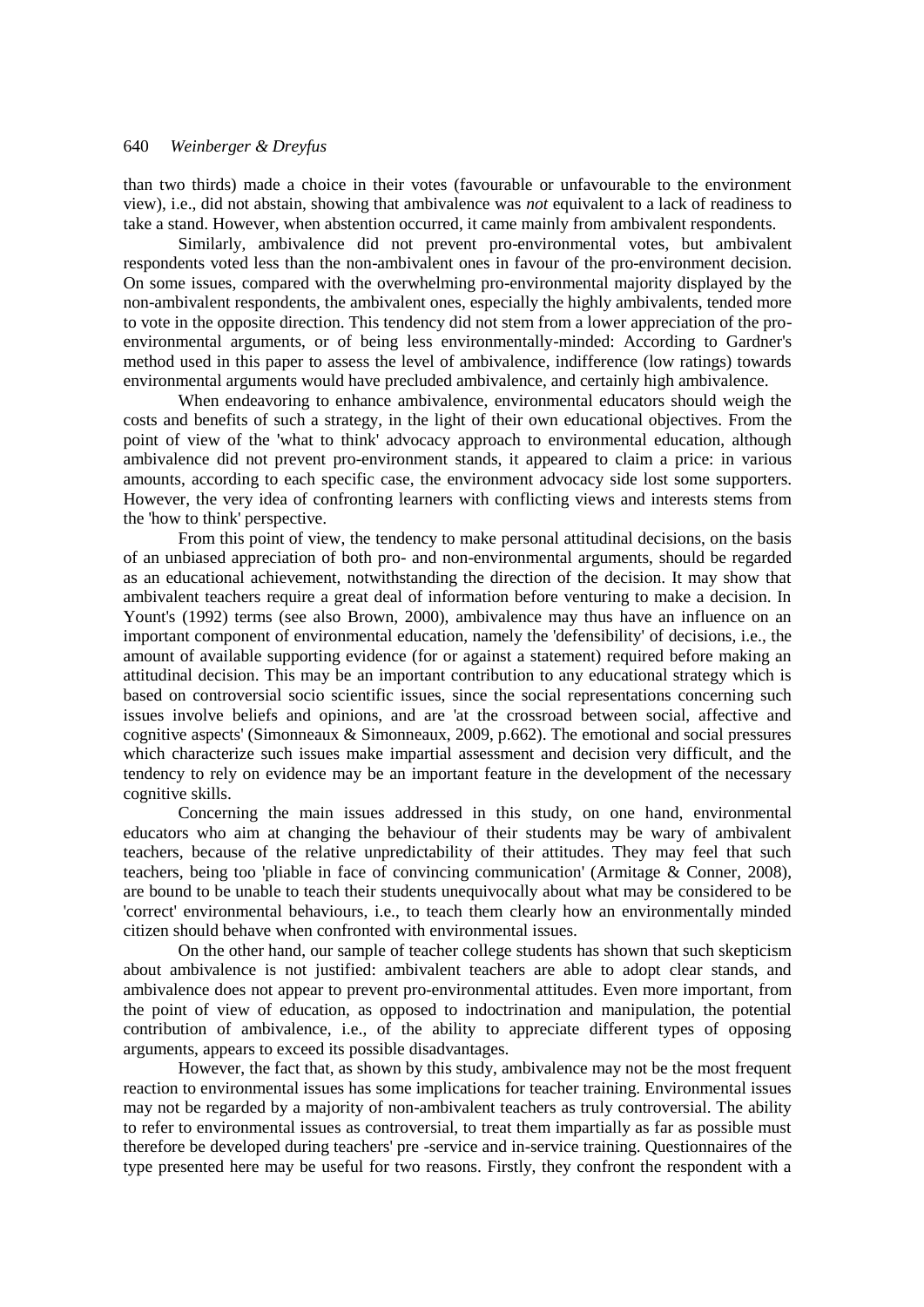than two thirds) made a choice in their votes (favourable or unfavourable to the environment view), i.e., did not abstain, showing that ambivalence was *not* equivalent to a lack of readiness to take a stand. However, when abstention occurred, it came mainly from ambivalent respondents.

Similarly, ambivalence did not prevent pro-environmental votes, but ambivalent respondents voted less than the non-ambivalent ones in favour of the pro-environment decision. On some issues, compared with the overwhelming pro-environmental majority displayed by the non-ambivalent respondents, the ambivalent ones, especially the highly ambivalents, tended more to vote in the opposite direction. This tendency did not stem from a lower appreciation of the pro-environmental arguments, or of being less environmentally-minded: According to Gardner's method used in this paper to assess the level of ambivalence, indifference (low ratings) towards environmental arguments would have precluded ambivalence, and certainly high ambivalence.

When endeavoring to enhance ambivalence, environmental educators should weigh the costs and benefits of such a strategy, in the light of their own educational objectives. From the point of view of the 'what to think' advocacy approach to environmental education, although ambivalence did not prevent pro-environment stands, it appeared to claim a price: in various amounts, according to each specific case, the environment advocacy side lost some supporters. However, the very idea of confronting learners with conflicting views and interests stems from the 'how to think' perspective.

From this point of view, the tendency to make personal attitudinal decisions, on the basis of an unbiased appreciation of both pro- and non-environmental arguments, should be regarded as an educational achievement, notwithstanding the direction of the decision. It may show that ambivalent teachers require a great deal of information before venturing to make a decision. In Yount's (1992) terms (see also Brown, 2000), ambivalence may thus have an influence on an important component of environmental education, namely the 'defensibility' of decisions, i.e., the amount of available supporting evidence (for or against a statement) required before making an attitudinal decision. This may be an important contribution to any educational strategy which is based on controversial socio scientific issues, since the social representations concerning such issues involve beliefs and opinions, and are 'at the crossroad between social, affective and cognitive aspects' (Simonneaux & Simonneaux, 2009, p.662). The emotional and social pressures which characterize such issues make impartial assessment and decision very difficult, and the tendency to rely on evidence may be an important feature in the development of the necessary cognitive skills.

Concerning the main issues addressed in this study, on one hand, environmental educators who aim at changing the behaviour of their students may be wary of ambivalent teachers, because of the relative unpredictability of their attitudes. They may feel that such teachers, being too 'pliable in face of convincing communication' (Armitage & Conner, 2008), are bound to be unable to teach their students unequivocally about what may be considered to be 'correct' environmental behaviours, i.e., to teach them clearly how an environmentally minded citizen should behave when confronted with environmental issues.

On the other hand, our sample of teacher college students has shown that such skepticism about ambivalence is not justified: ambivalent teachers are able to adopt clear stands, and ambivalence does not appear to prevent pro-environmental attitudes. Even more important, from the point of view of education, as opposed to indoctrination and manipulation, the potential contribution of ambivalence, i.e., of the ability to appreciate different types of opposing arguments, appears to exceed its possible disadvantages.

However, the fact that, as shown by this study, ambivalence may not be the most frequent reaction to environmental issues has some implications for teacher training. Environmental issues may not be regarded by a majority of non-ambivalent teachers as truly controversial. The ability to refer to environmental issues as controversial, to treat them impartially as far as possible must therefore be developed during teachers' pre -service and in-service training. Questionnaires of the type presented here may be useful for two reasons. Firstly, they confront the respondent with a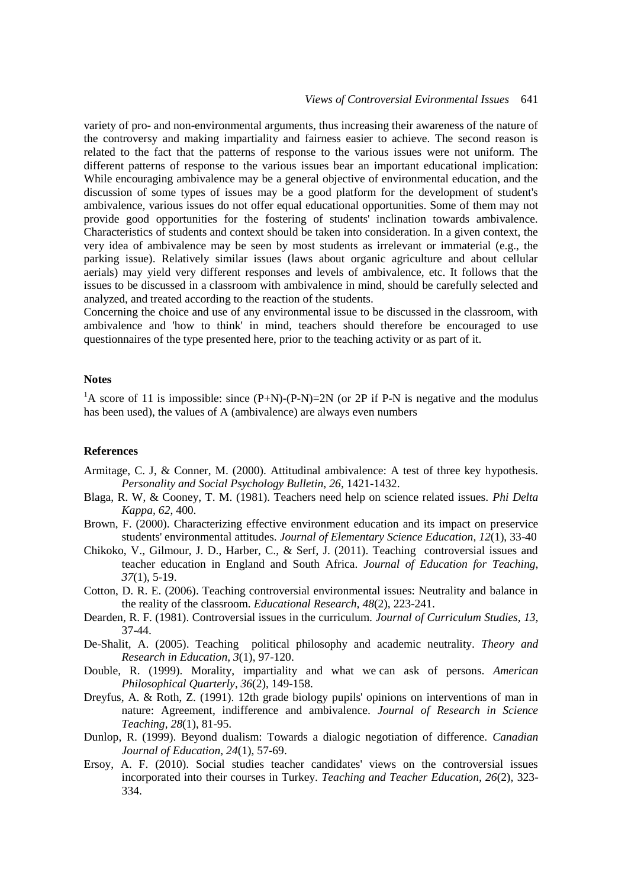variety of pro- and non-environmental arguments, thus increasing their awareness of the nature of the controversy and making impartiality and fairness easier to achieve. The second reason is related to the fact that the patterns of response to the various issues were not uniform. The different patterns of response to the various issues bear an important educational implication: While encouraging ambivalence may be a general objective of environmental education, and the discussion of some types of issues may be a good platform for the development of student's ambivalence, various issues do not offer equal educational opportunities. Some of them may not provide good opportunities for the fostering of students' inclination towards ambivalence. Characteristics of students and context should be taken into consideration. In a given context, the very idea of ambivalence may be seen by most students as irrelevant or immaterial (e.g., the parking issue). Relatively similar issues (laws about organic agriculture and about cellular aerials) may yield very different responses and levels of ambivalence, etc. It follows that the issues to be discussed in a classroom with ambivalence in mind, should be carefully selected and analyzed, and treated according to the reaction of the students.

Concerning the choice and use of any environmental issue to be discussed in the classroom, with ambivalence and 'how to think' in mind, teachers should therefore be encouraged to use questionnaires of the type presented here, prior to the teaching activity or as part of it.

### Notes

[1]A score of 11 is impossible: since $(P+N)-(P-N)=2N$ (or $2P$ if $P-N$ is negative and the modulus has been used), the values of A (ambivalence) are always even numbers

### References

Armitage, C. J, & Conner, M. (2000). Attitudinal ambivalence: A test of three key hypothesis. *Personality and Social Psychology Bulletin, 26*, 1421-1432.

Blaga, R. W, & Cooney, T. M. (1981). Teachers need help on science related issues. *Phi Delta Kappa, 62*, 400.

Brown, F. (2000). Characterizing effective environment education and its impact on preservice students' environmental attitudes. *Journal of Elementary Science Education*, *12*(1), 33-40

Chikoko, V., Gilmour, J. D., Harber, C., & Serf, J. (2011). Teaching controversial issues and teacher education in England and South Africa. *Journal of Education for Teaching*, *37*(1), 5-19.

Cotton, D. R. E. (2006). Teaching controversial environmental issues: Neutrality and balance in the reality of the classroom. *Educational Research, 48*(2), 223-241.

Dearden, R. F. (1981). Controversial issues in the curriculum. *Journal of Curriculum Studies, 13*, 37-44.

De-Shalit, A. (2005). Teaching political philosophy and academic neutrality. *Theory and Research in Education, 3*(1), 97-120.

Double, R. (1999). Morality, impartiality and what we can ask of persons. *American Philosophical Quarterly*, *36*(2), 149-158.

Dreyfus, A. & Roth, Z. (1991). 12th grade biology pupils' opinions on interventions of man in nature: Agreement, indifference and ambivalence. *Journal of Research in Science Teaching, 28*(1), 81-95.

Dunlop, R. (1999). Beyond dualism: Towards a dialogic negotiation of difference. *Canadian Journal of Education, 24*(1), 57-69.

Ersoy, A. F. (2010). Social studies teacher candidates' views on the controversial issues incorporated into their courses in Turkey. *Teaching and Teacher Education, 26*(2), 323-334.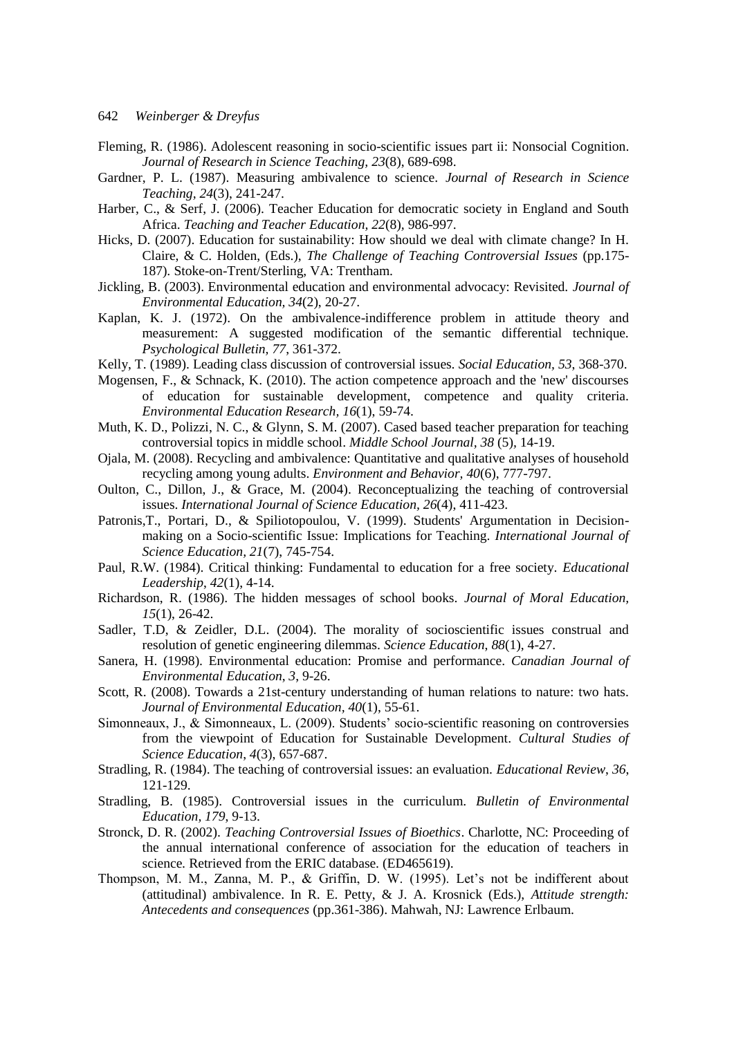Fleming, R. (1986). Adolescent reasoning in socio-scientific issues part ii: Nonsocial Cognition. *Journal of Research in Science Teaching, 23*(8), 689-698.

Gardner, P. L. (1987). Measuring ambivalence to science. *Journal of Research in Science Teaching, 24*(3), 241-247.

Harber, C., & Serf, J. (2006). Teacher Education for democratic society in England and South Africa. *Teaching and Teacher Education, 22*(8), 986-997.

Hicks, D. (2007). Education for sustainability: How should we deal with climate change? In H. Claire, & C. Holden, (Eds.), *The Challenge of Teaching Controversial Issues* (pp.175-187). Stoke-on-Trent/Sterling, VA: Trentham.

Jickling, B. (2003). Environmental education and environmental advocacy: Revisited. *Journal of Environmental Education, 34*(2), 20-27.

Kaplan, K. J. (1972). On the ambivalence-indifference problem in attitude theory and measurement: A suggested modification of the semantic differential technique. *Psychological Bulletin, 77*, 361-372.

Kelly, T. (1989). Leading class discussion of controversial issues. *Social Education, 53*, 368-370.

Mogensen, F., & Schnack, K. (2010). The action competence approach and the 'new' discourses of education for sustainable development, competence and quality criteria. *Environmental Education Research, 16*(1), 59-74.

Muth, K. D., Polizzi, N. C., & Glynn, S. M. (2007). Cased based teacher preparation for teaching controversial topics in middle school. *Middle School Journal, 38* (5), 14-19.

Ojala, M. (2008). Recycling and ambivalence: Quantitative and qualitative analyses of household recycling among young adults. *Environment and Behavior, 40*(6), 777-797.

Oulton, C., Dillon, J., & Grace, M. (2004). Reconceptualizing the teaching of controversial issues. *International Journal of Science Education, 26*(4), 411-423.

Patronis,T., Portari, D., & Spiliotopoulou, V. (1999). Students' Argumentation in Decision-making on a Socio-scientific Issue: Implications for Teaching. *International Journal of Science Education, 21*(7), 745-754.

Paul, R.W. (1984). Critical thinking: Fundamental to education for a free society. *Educational Leadership*, *42*(1), 4-14.

Richardson, R. (1986). The hidden messages of school books. *Journal of Moral Education, 15*(1), 26-42.

Sadler, T.D, & Zeidler, D.L. (2004). The morality of socioscientific issues construal and resolution of genetic engineering dilemmas. *Science Education*, *88*(1), 4-27.

Sanera, H. (1998). Environmental education: Promise and performance. *Canadian Journal of Environmental Education*, *3*, 9-26.

Scott, R. (2008). Towards a 21st-century understanding of human relations to nature: two hats. *Journal of Environmental Education, 40*(1), 55-61.

Simonneaux, J., & Simonneaux, L. (2009). Students' socio-scientific reasoning on controversies from the viewpoint of Education for Sustainable Development. *Cultural Studies of Science Education*, *4*(3), 657-687.

Stradling, R. (1984). The teaching of controversial issues: an evaluation. *Educational Review*, *36*, 121-129.

Stradling, B. (1985). Controversial issues in the curriculum. *Bulletin of Environmental Education*, *179*, 9-13.

Stronck, D. R. (2002). *Teaching Controversial Issues of Bioethics*. Charlotte, NC: Proceeding of the annual international conference of association for the education of teachers in science. Retrieved from the ERIC database. (ED465619).

Thompson, M. M., Zanna, M. P., & Griffin, D. W. (1995). Let's not be indifferent about (attitudinal) ambivalence. In R. E. Petty, & J. A. Krosnick (Eds.), *Attitude strength: Antecedents and consequences* (pp.361-386). Mahwah, NJ: Lawrence Erlbaum.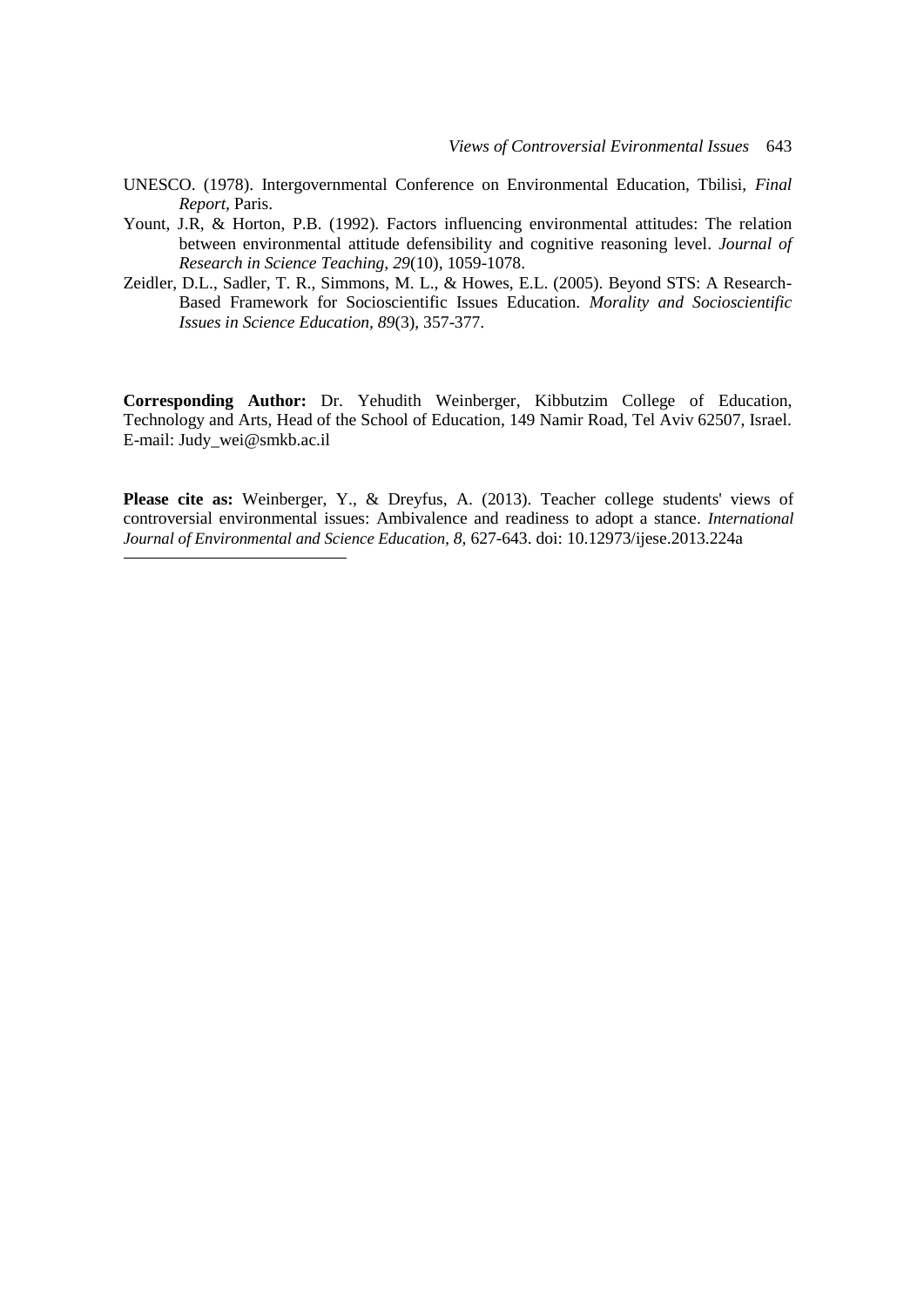UNESCO. (1978). Intergovernmental Conference on Environmental Education, Tbilisi, *Final Report*, Paris.

Yount, J.R, & Horton, P.B. (1992). Factors influencing environmental attitudes: The relation between environmental attitude defensibility and cognitive reasoning level. *Journal of Research in Science Teaching, 29*(10), 1059-1078.

Zeidler, D.L., Sadler, T. R., Simmons, M. L., & Howes, E.L. (2005). Beyond STS: A Research-Based Framework for Socioscientific Issues Education. *Morality and Socioscientific Issues in Science Education, 89*(3), 357-377.

**Corresponding Author:** Dr. Yehudith Weinberger, Kibbutzim College of Education, Technology and Arts, Head of the School of Education, 149 Namir Road, Tel Aviv 62507, Israel. E-mail: Judy_wei@smkb.ac.il

**Please cite as:** Weinberger, Y., & Dreyfus, A. (2013). Teacher college students' views of controversial environmental issues: Ambivalence and readiness to adopt a stance. *International Journal of Environmental and Science Education*, *8*, 627-643. doi: 10.12973/ijese.2013.224a